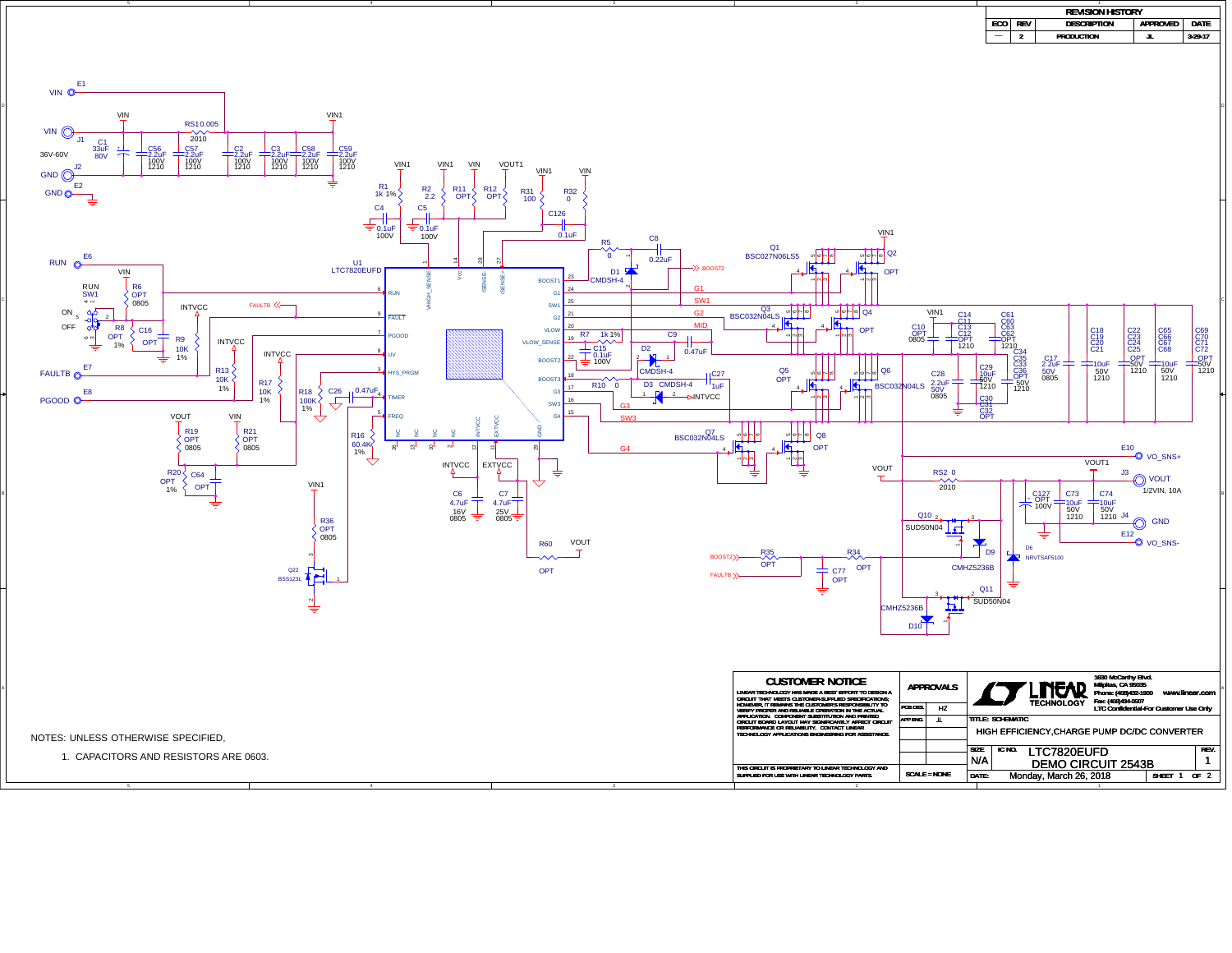| REVISION HISTORY | | | | |
|---|---|---|---|---|
| ECO | REV | DESCRIPTION | APPROVED | DATE |
| — | 2 | PRODUCTION | JL | 3-29-17 |

VIN E1

VIN J1, 36V-60V, GND J2, GND E2

C1 33uF 80V; C56 2.2uF 100V 1210; C57 2.2uF 100V 1210; RS1 0.005 2010; C2 2.2uF 100V 1210; C3 2.2uF 100V 1210; C58 2.2uF 100V 1210; C59 2.2uF 100V 1210

RUN E6; FAULTB E7; PGOOD E8

RUN SW1, ON, OFF; R6 OPT 0805; R8 OPT 1%; C16 OPT; R9 10K 1%; R13 10K 1%; R17 10K 1%; R18 100K 1%; C26 0.47uF; R16 60.4K 1%; R19 OPT 0805; R21 OPT 0805; R20 OPT 1%; C64 OPT; R36 OPT 0805; Q22 BSS123L

U1 LTC7820EUFD

R1 1k 1%; C4 0.1uF 100V; R2 2.2; C5 0.1uF 100V; R11 OPT; R12 OPT; R31 100; R32 0; C126 0.1uF; R5 0; C8 0.22uF; D1 CMDSH-4; R7 1k 1%; C15 0.1uF 100V; C9 0.47uF; D2 CMDSH-4; R10 0; D3 CMDSH-4; C27 1uF; C6 4.7uF 16V 0805; C7 4.7uF 25V 0805; R60 OPT

Q1 BSC027N06LS5; Q2 OPT; Q3 BSC032N04LS; Q4 OPT; Q5 OPT; Q6 BSC032N04LS; Q7 BSC032N04LS; Q8 OPT

C10 OPT 0805; C14 C11 C13 C12 OPT 1210; C61 C60 C63 C62 OPT 1210; C34 C35 C33 C36 OPT 50V 1210; C28 2.2uF 50V 0805; C29 10uF 50V 1210; C30 C31 C32 OPT; C17 2.2uF 50V 0805; C18 C19 C20 C21 10uF 50V 1210; C22 C23 C24 C25 OPT 50V 1210; C65 C66 C67 C68 10uF 50V 1210; C69 C70 C71 C72 OPT 50V 1210

RS2 0 2010; Q10 SUD50N04; D9 CMHZ5236B; D6 NRVTSAF5100; Q11 SUD50N04; D10 CMHZ5236B; R35 OPT; R34 OPT; C77 OPT; C127 OPT 100V; C73 10uF 50V 1210; C74 10uF 50V 1210

VO_SNS+ E10; VOUT J3 1/2VIN, 10A; GND J4; VO_SNS- E12

NOTES: UNLESS OTHERWISE SPECIFIED,

1. CAPACITORS AND RESISTORS ARE 0603.

**CUSTOMER NOTICE**

LINEAR TECHNOLOGY HAS MADE A BEST EFFORT TO DESIGN A CIRCUIT THAT MEETS CUSTOMER-SUPPLIED SPECIFICATIONS; HOWEVER, IT REMAINS THE CUSTOMER'S RESPONSIBILITY TO VERIFY PROPER AND RELIABLE OPERATION IN THE ACTUAL APPLICATION. COMPONENT SUBSTITUTION AND PRINTED CIRCUIT BOARD LAYOUT MAY SIGNIFICANTLY AFFECT CIRCUIT PERFORMANCE OR RELIABILITY. CONTACT LINEAR TECHNOLOGY APPLICATIONS ENGINEERING FOR ASSISTANCE.

THIS CIRCUIT IS PROPRIETARY TO LINEAR TECHNOLOGY AND SUPPLIED FOR USE WITH LINEAR TECHNOLOGY PARTS.

| APPROVALS | |
|---|---|
| PCB DES. | HZ |
| APP ENG. | JL |

SCALE = NONE

LINEAR TECHNOLOGY — 1630 McCarthy Blvd. Milpitas, CA 95035 Phone: (408)432-1900 www.linear.com Fax: (408)434-0507 LTC Confidential-For Customer Use Only

TITLE: SCHEMATIC — HIGH EFFICIENCY,CHARGE PUMP DC/DC CONVERTER

SIZE: N/A; IC NO. LTC7820EUFD; DEMO CIRCUIT 2543B; REV. 1

DATE: Monday, March 26, 2018; SHEET 1 OF 2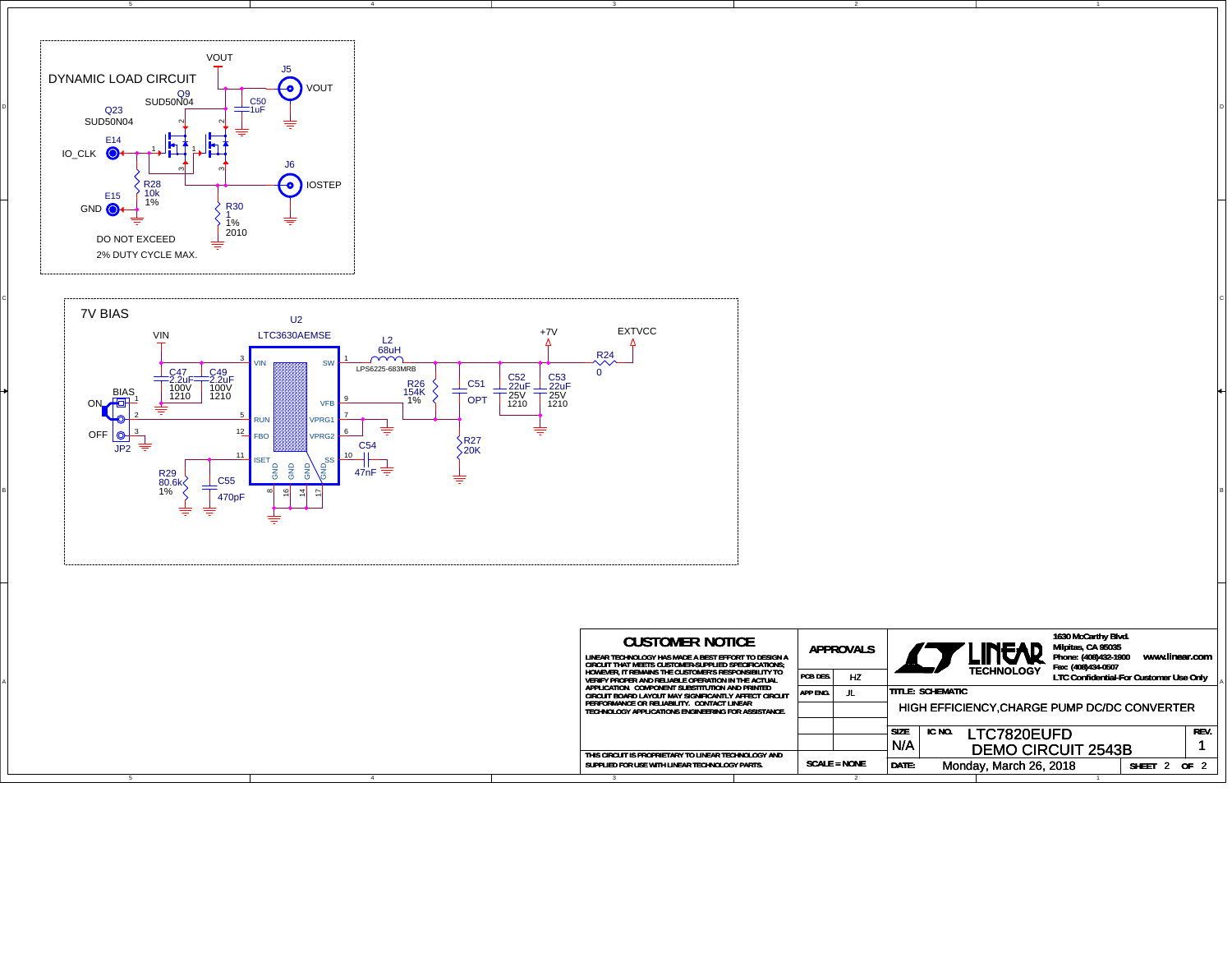## DYNAMIC LOAD CIRCUIT

VOUT

J5

VOUT

Q9
SUD50N04

Q23
SUD50N04

C50
1uF

E14

IO_CLK

R28
10k
1%

E15

GND

J6

IOSTEP

R30
1
1%
2010

DO NOT EXCEED
2% DUTY CYCLE MAX.

## 7V BIAS

U2
LTC3630AEMSE

VIN

C47
2.2uF
100V
1210

C49
2.2uF
100V
1210

BIAS

ON

OFF

JP2

R29
80.6k
1%

C55
470pF

L2
68uH
LPS6225-683MRB

R26
154K
1%

C51
OPT

C52
22uF
25V
1210

C53
22uF
25V
1210

+7V

R24
0

EXTVCC

R27
20K

C54
47nF

VIN, SW, RUN, VFB, FBO, VPRG1, VPRG2, ISET, SS, GND

---

**CUSTOMER NOTICE**

LINEAR TECHNOLOGY HAS MADE A BEST EFFORT TO DESIGN A CIRCUIT THAT MEETS CUSTOMER-SUPPLIED SPECIFICATIONS; HOWEVER, IT REMAINS THE CUSTOMER'S RESPONSIBILITY TO VERIFY PROPER AND RELIABLE OPERATION IN THE ACTUAL APPLICATION. COMPONENT SUBSTITUTION AND PRINTED CIRCUIT BOARD LAYOUT MAY SIGNIFICANTLY AFFECT CIRCUIT PERFORMANCE OR RELIABILITY. CONTACT LINEAR TECHNOLOGY APPLICATIONS ENGINEERING FOR ASSISTANCE.

THIS CIRCUIT IS PROPRIETARY TO LINEAR TECHNOLOGY AND SUPPLIED FOR USE WITH LINEAR TECHNOLOGY PARTS.

| APPROVALS | |
|---|---|
| PCB DES. | HZ |
| APP ENG. | JL |

SCALE = NONE

LINEAR TECHNOLOGY

1630 McCarthy Blvd.
Milpitas, CA 95035
Phone: (408)432-1900 www.linear.com
Fax: (408)434-0507
LTC Confidential-For Customer Use Only

TITLE: SCHEMATIC
HIGH EFFICIENCY,CHARGE PUMP DC/DC CONVERTER

SIZE: N/A
IC NO. LTC7820EUFD
DEMO CIRCUIT 2543B
REV. 1

DATE: Monday, March 26, 2018
SHEET 2 OF 2